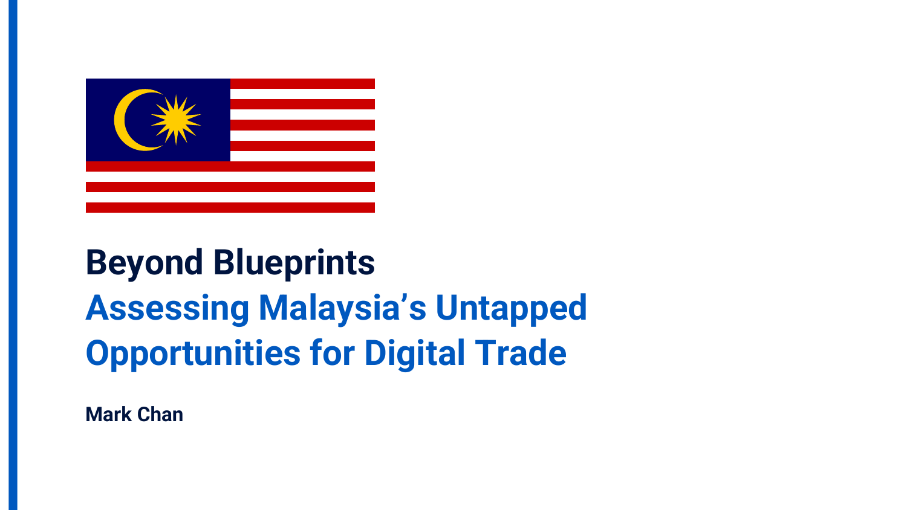# Beyond Blueprints

## Assessing Malaysia's Untapped Opportunities for Digital Trade

**Mark Chan**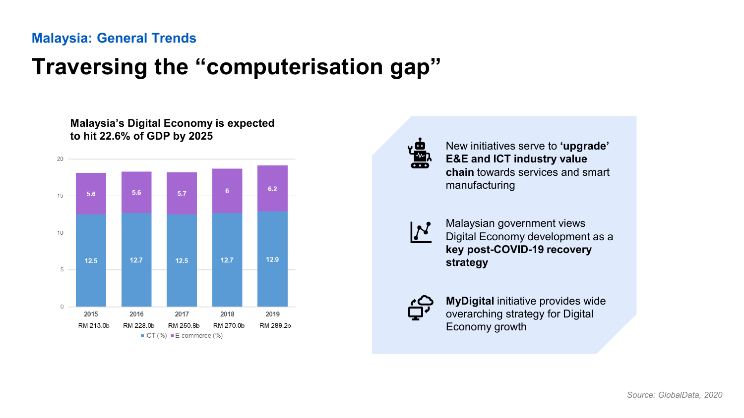## Malaysia: General Trends

# Traversing the "computerisation gap"

**Malaysia's Digital Economy is expected to hit 22.6% of GDP by 2025**

| Year | GDP | ICT (%) | E-commerce (%) |
|---|---|---|---|
| 2015 | RM 213.0b | 12.5 | 5.6 |
| 2016 | RM 228.0b | 12.7 | 5.6 |
| 2017 | RM 250.8b | 12.5 | 5.7 |
| 2018 | RM 270.0b | 12.7 | 6 |
| 2019 | RM 289.2b | 12.9 | 6.2 |

- New initiatives serve to **'upgrade' E&E and ICT industry value chain** towards services and smart manufacturing
- Malaysian government views Digital Economy development as a **key post-COVID-19 recovery strategy**
- **MyDigital** initiative provides wide overarching strategy for Digital Economy growth

*Source: GlobalData, 2020*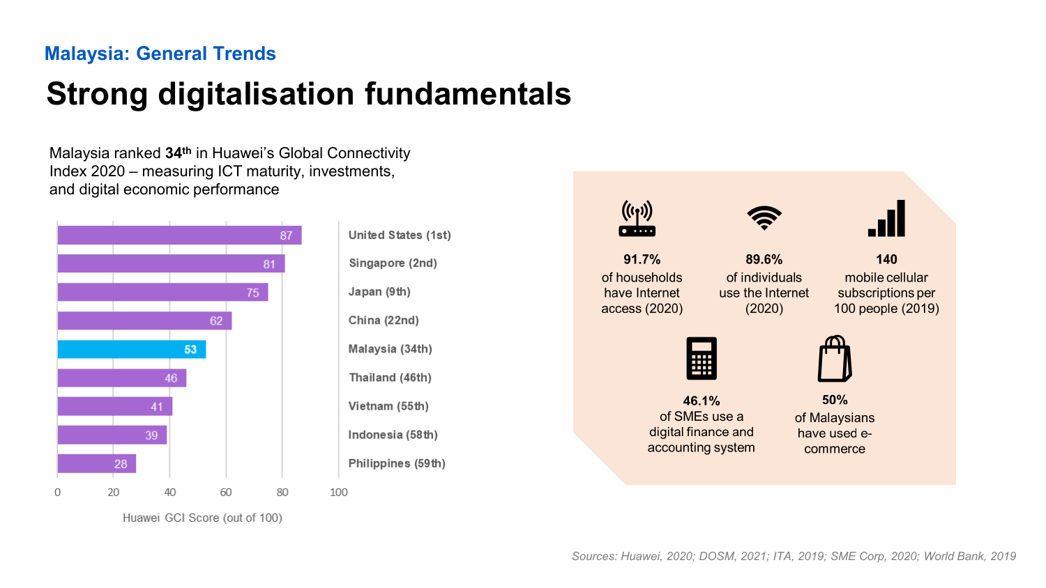## Malaysia: General Trends

# Strong digitalisation fundamentals

Malaysia ranked **34th** in Huawei's Global Connectivity Index 2020 – measuring ICT maturity, investments, and digital economic performance

| Country | Huawei GCI Score (out of 100) |
|---|---|
| United States (1st) | 87 |
| Singapore (2nd) | 81 |
| Japan (9th) | 75 |
| China (22nd) | 62 |
| Malaysia (34th) | 53 |
| Thailand (46th) | 46 |
| Vietnam (55th) | 41 |
| Indonesia (58th) | 39 |
| Philippines (59th) | 28 |

**91.7%** of households have Internet access (2020)

**89.6%** of individuals use the Internet (2020)

**140** mobile cellular subscriptions per 100 people (2019)

**46.1%** of SMEs use a digital finance and accounting system

**50%** of Malaysians have used e-commerce

*Sources: Huawei, 2020; DOSM, 2021; ITA, 2019; SME Corp, 2020; World Bank, 2019*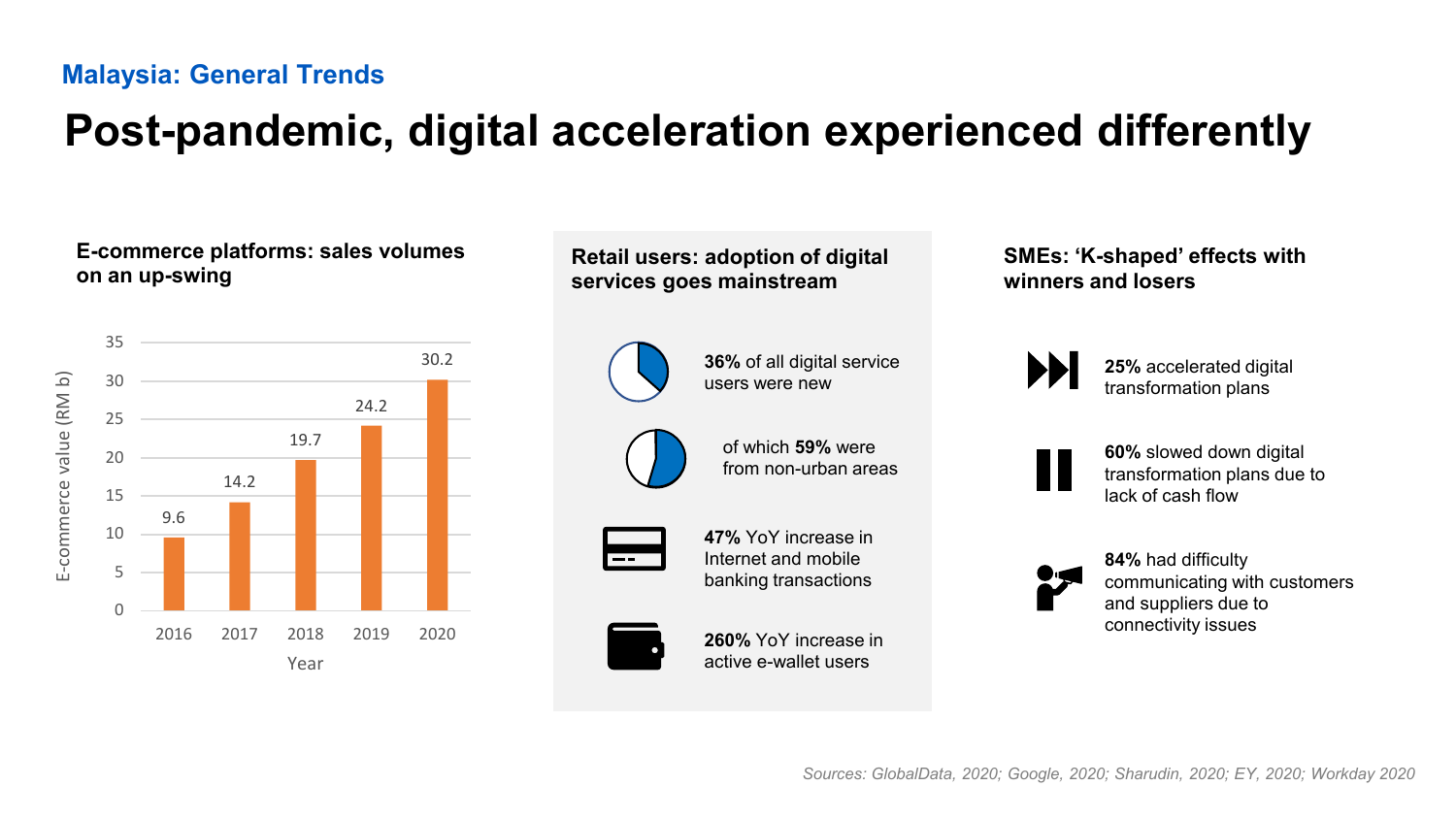**Malaysia: General Trends**

# Post-pandemic, digital acceleration experienced differently

### E-commerce platforms: sales volumes on an up-swing

| Year | E-commerce value (RM b) |
|---|---|
| 2016 | 9.6 |
| 2017 | 14.2 |
| 2018 | 19.7 |
| 2019 | 24.2 |
| 2020 | 30.2 |

### Retail users: adoption of digital services goes mainstream

**36%** of all digital service users were new

of which **59%** were from non-urban areas

**47%** YoY increase in Internet and mobile banking transactions

**260%** YoY increase in active e-wallet users

### SMEs: 'K-shaped' effects with winners and losers

**25%** accelerated digital transformation plans

**60%** slowed down digital transformation plans due to lack of cash flow

**84%** had difficulty communicating with customers and suppliers due to connectivity issues

*Sources: GlobalData, 2020; Google, 2020; Sharudin, 2020; EY, 2020; Workday 2020*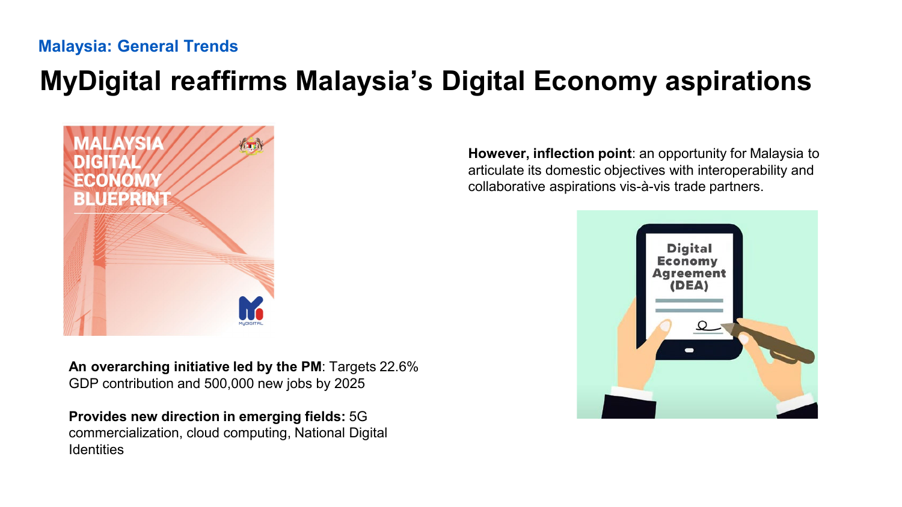Malaysia: General Trends

# MyDigital reaffirms Malaysia's Digital Economy aspirations

**An overarching initiative led by the PM**: Targets 22.6% GDP contribution and 500,000 new jobs by 2025

**Provides new direction in emerging fields:** 5G commercialization, cloud computing, National Digital Identities

**However, inflection point**: an opportunity for Malaysia to articulate its domestic objectives with interoperability and collaborative aspirations vis-à-vis trade partners.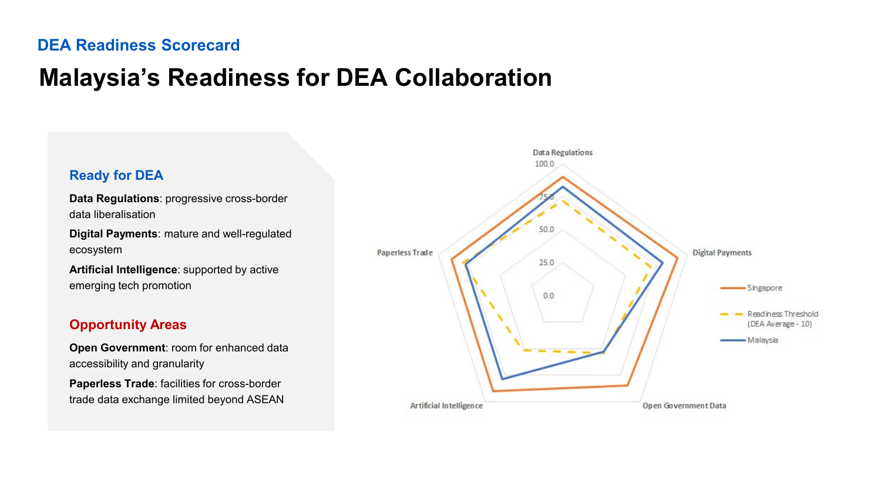## DEA Readiness Scorecard

# Malaysia's Readiness for DEA Collaboration

### Ready for DEA

**Data Regulations**: progressive cross-border data liberalisation

**Digital Payments**: mature and well-regulated ecosystem

**Artificial Intelligence**: supported by active emerging tech promotion

### Opportunity Areas

**Open Government**: room for enhanced data accessibility and granularity

**Paperless Trade**: facilities for cross-border trade data exchange limited beyond ASEAN

Data Regulations

100.0

75.0

50.0

25.0

0.0

Digital Payments

Open Government Data

Artificial Intelligence

Paperless Trade

Singapore

Readiness Threshold (DEA Average - 10)

Malaysia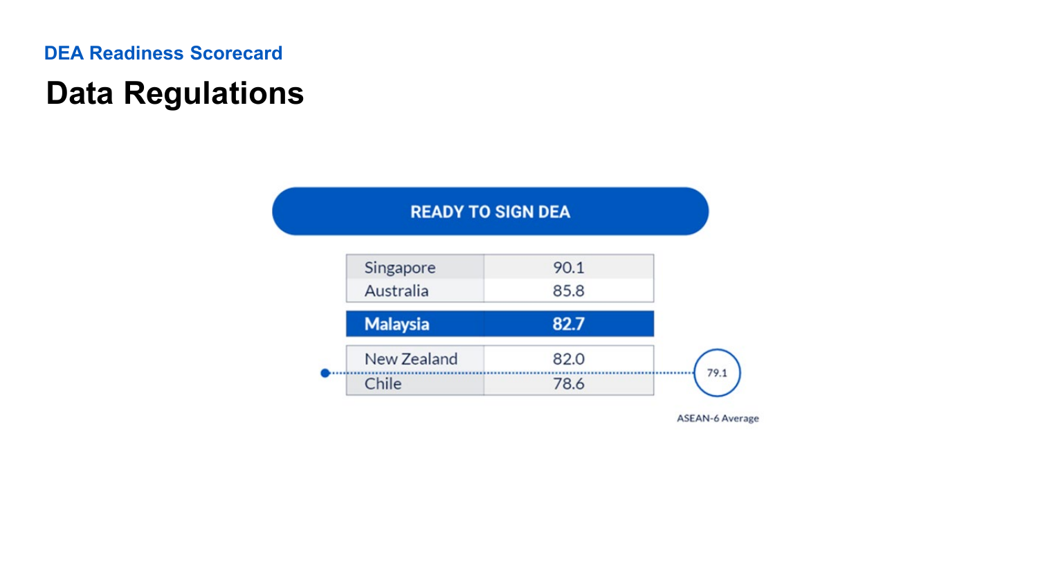DEA Readiness Scorecard

# Data Regulations

**READY TO SIGN DEA**

| Country | Score |
|---|---|
| Singapore | 90.1 |
| Australia | 85.8 |
| **Malaysia** | **82.7** |
| New Zealand | 82.0 |
| Chile | 78.6 |

79.1

ASEAN-6 Average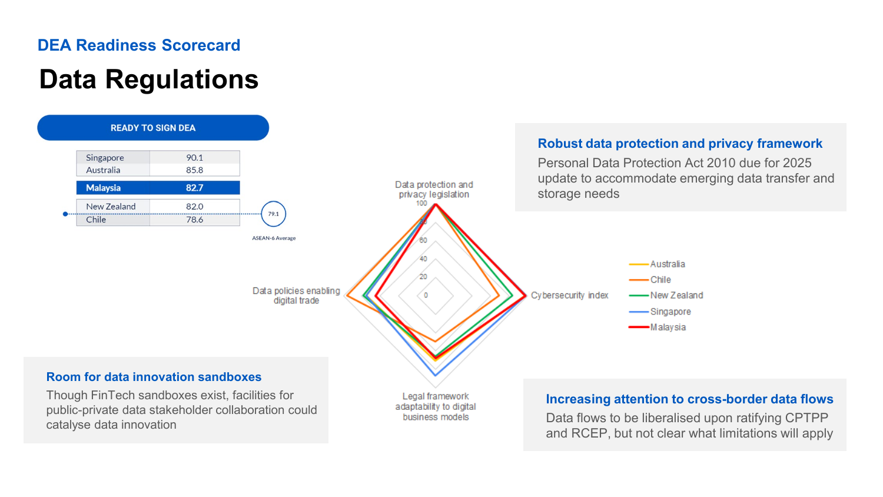DEA Readiness Scorecard

# Data Regulations

**READY TO SIGN DEA**

| Country | Score |
| --- | --- |
| Singapore | 90.1 |
| Australia | 85.8 |
| **Malaysia** | **82.7** |
| New Zealand | 82.0 |
| Chile | 78.6 |

79.1 ASEAN-6 Average

Data protection and privacy legislation

Cybersecurity index

Legal framework adaptability to digital business models

Data policies enabling digital trade

Australia, Chile, New Zealand, Singapore, Malaysia

### Robust data protection and privacy framework

Personal Data Protection Act 2010 due for 2025 update to accommodate emerging data transfer and storage needs

### Room for data innovation sandboxes

Though FinTech sandboxes exist, facilities for public-private data stakeholder collaboration could catalyse data innovation

### Increasing attention to cross-border data flows

Data flows to be liberalised upon ratifying CPTPP and RCEP, but not clear what limitations will apply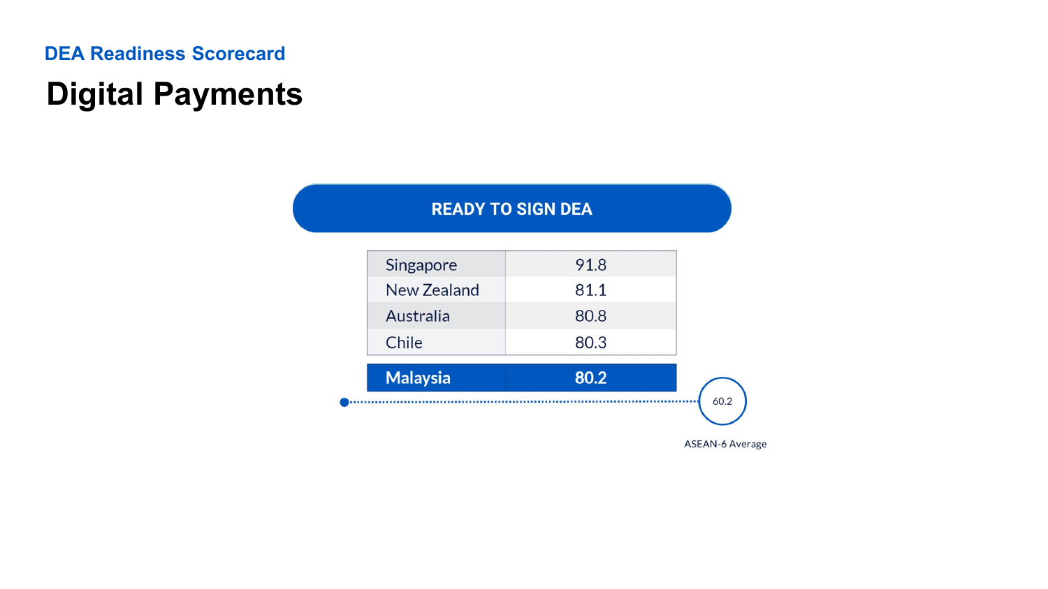DEA Readiness Scorecard

# Digital Payments

**READY TO SIGN DEA**

| Country | Score |
|---|---|
| Singapore | 91.8 |
| New Zealand | 81.1 |
| Australia | 80.8 |
| Chile | 80.3 |
| **Malaysia** | **80.2** |

60.2

ASEAN-6 Average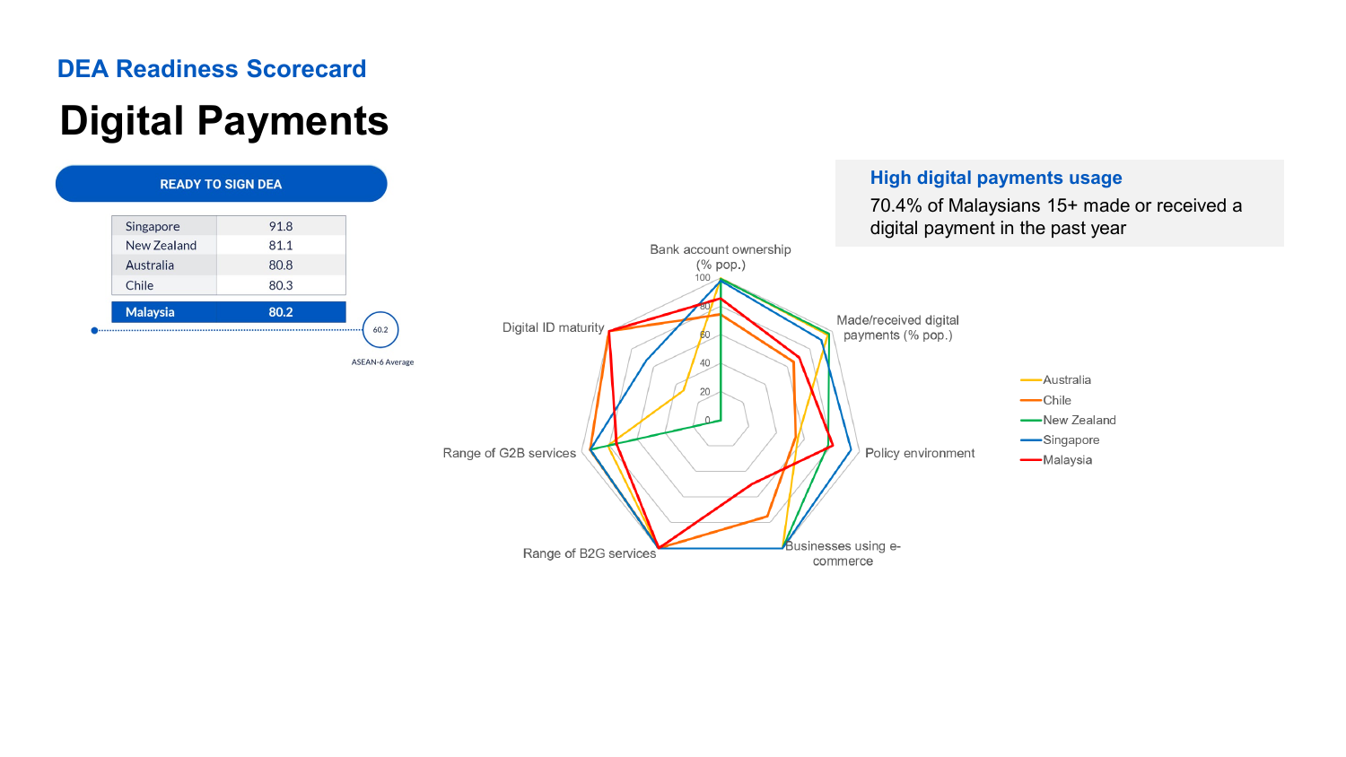## DEA Readiness Scorecard

# Digital Payments

**READY TO SIGN DEA**

| | |
|---|---|
| Singapore | 91.8 |
| New Zealand | 81.1 |
| Australia | 80.8 |
| Chile | 80.3 |
| **Malaysia** | **80.2** |

60.2

ASEAN-6 Average

Bank account ownership (% pop.)

Made/received digital payments (% pop.)

Policy environment

Businesses using e-commerce

Range of B2G services

Range of G2B services

Digital ID maturity

0, 20, 40, 60, 80, 100

Australia
Chile
New Zealand
Singapore
Malaysia

### High digital payments usage

70.4% of Malaysians 15+ made or received a digital payment in the past year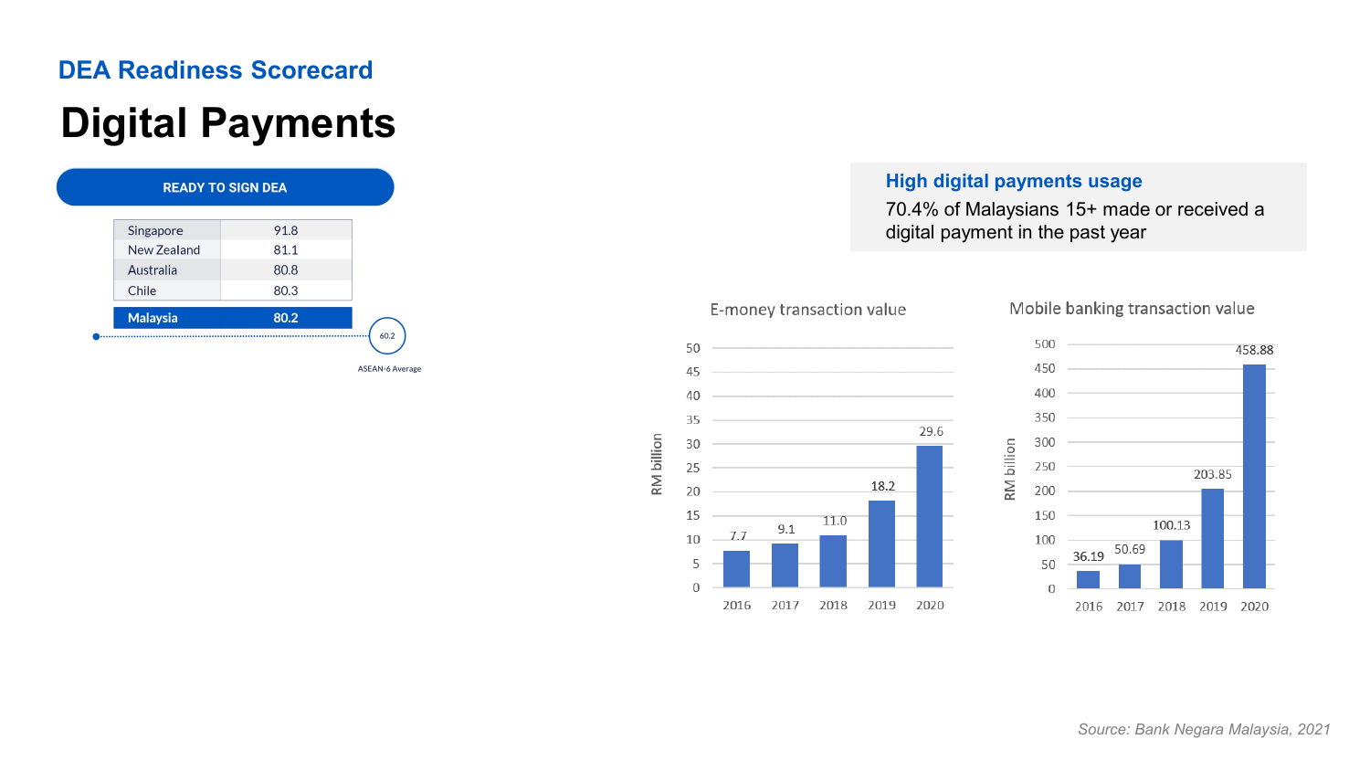## DEA Readiness Scorecard

# Digital Payments

**READY TO SIGN DEA**

| Country | Score |
|---|---|
| Singapore | 91.8 |
| New Zealand | 81.1 |
| Australia | 80.8 |
| Chile | 80.3 |
| **Malaysia** | **80.2** |

60.2 ASEAN-6 Average

### High digital payments usage

70.4% of Malaysians 15+ made or received a digital payment in the past year

**E-money transaction value** (RM billion)

| Year | Value |
|---|---|
| 2016 | 7.7 |
| 2017 | 9.1 |
| 2018 | 11.0 |
| 2019 | 18.2 |
| 2020 | 29.6 |

**Mobile banking transaction value** (RM billion)

| Year | Value |
|---|---|
| 2016 | 36.19 |
| 2017 | 50.69 |
| 2018 | 100.13 |
| 2019 | 203.85 |
| 2020 | 458.88 |

*Source: Bank Negara Malaysia, 2021*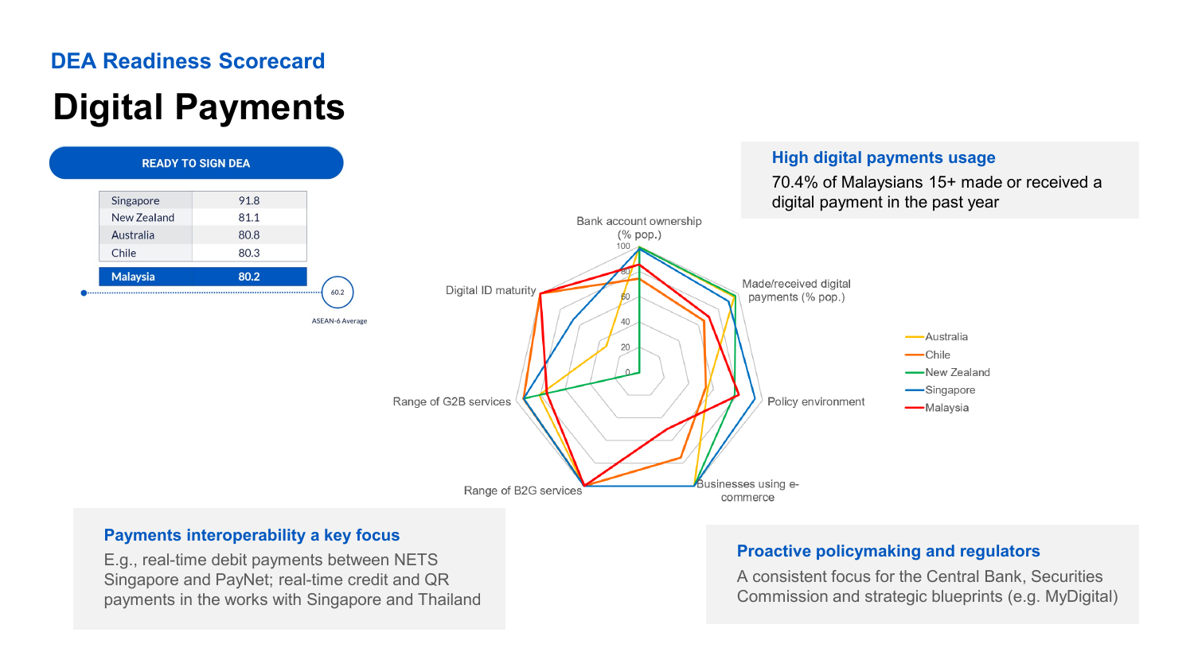## DEA Readiness Scorecard

# Digital Payments

**READY TO SIGN DEA**

| | |
|---|---|
| Singapore | 91.8 |
| New Zealand | 81.1 |
| Australia | 80.8 |
| Chile | 80.3 |
| **Malaysia** | **80.2** |

60.2 ASEAN-6 Average

### High digital payments usage

70.4% of Malaysians 15+ made or received a digital payment in the past year

### Payments interoperability a key focus

E.g., real-time debit payments between NETS Singapore and PayNet; real-time credit and QR payments in the works with Singapore and Thailand

### Proactive policymaking and regulators

A consistent focus for the Central Bank, Securities Commission and strategic blueprints (e.g. MyDigital)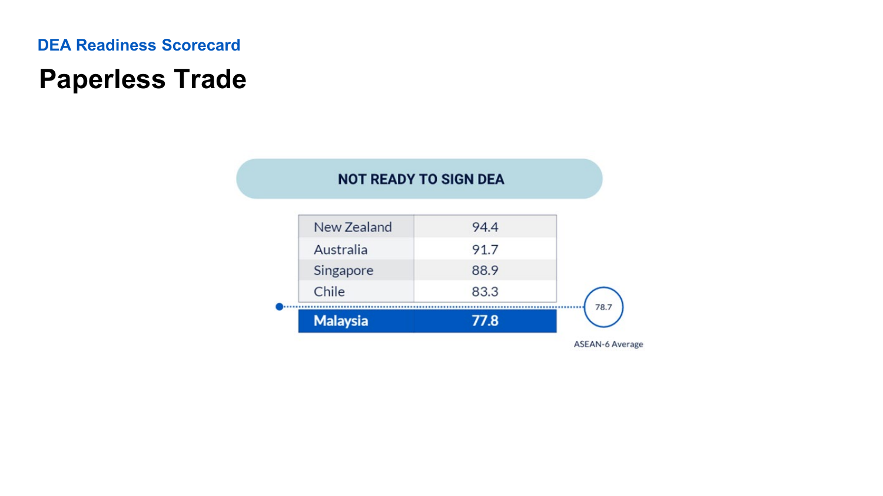DEA Readiness Scorecard

# Paperless Trade

NOT READY TO SIGN DEA

| Country | Score |
|---|---|
| New Zealand | 94.4 |
| Australia | 91.7 |
| Singapore | 88.9 |
| Chile | 83.3 |
| **Malaysia** | **77.8** |

78.7

ASEAN-6 Average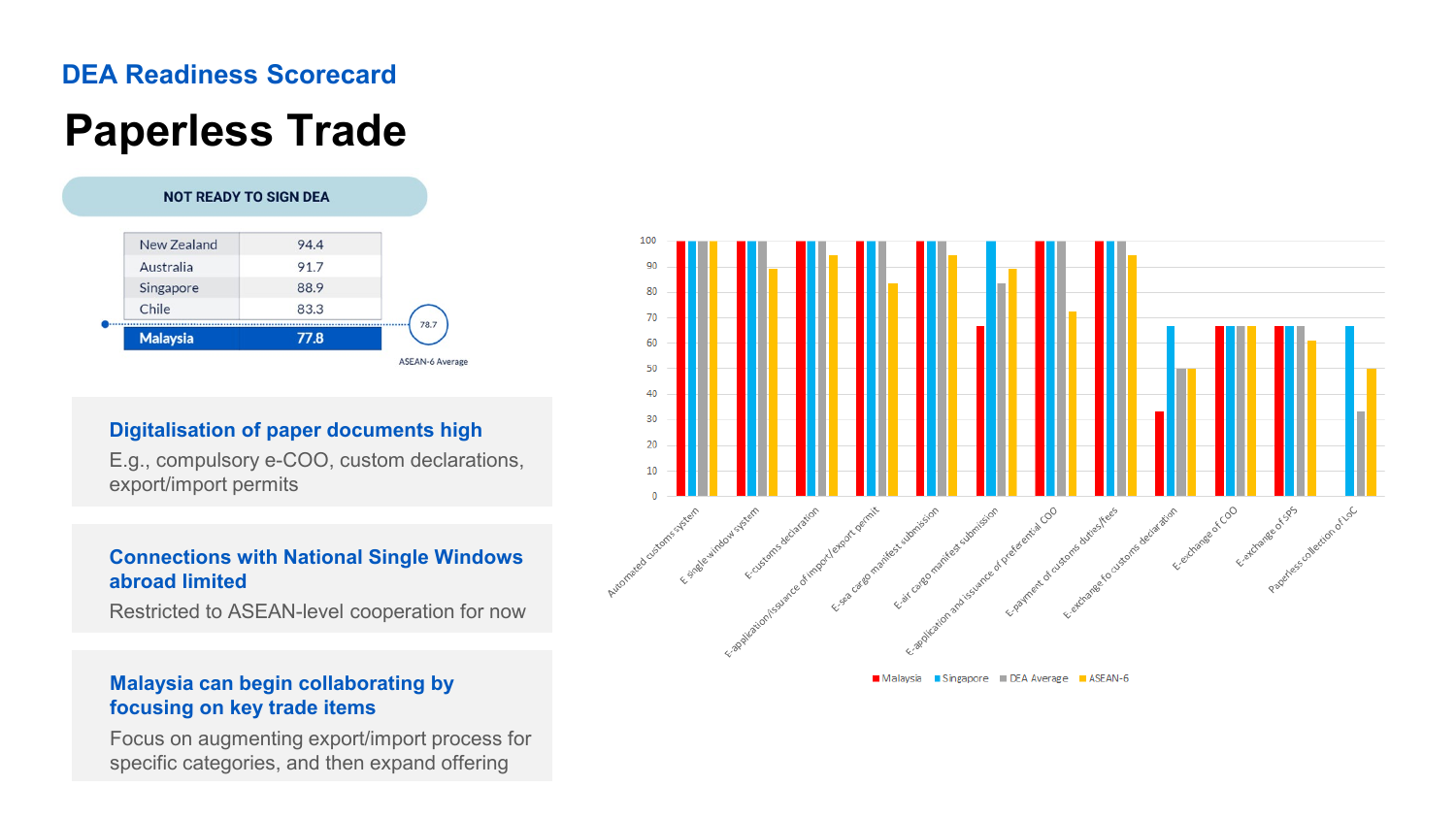DEA Readiness Scorecard

# Paperless Trade

**NOT READY TO SIGN DEA**

| | |
|---|---|
| New Zealand | 94.4 |
| Australia | 91.7 |
| Singapore | 88.9 |
| Chile | 83.3 |
| **Malaysia** | **77.8** |

78.7 ASEAN-6 Average

### Digitalisation of paper documents high

E.g., compulsory e-COO, custom declarations, export/import permits

### Connections with National Single Windows abroad limited

Restricted to ASEAN-level cooperation for now

### Malaysia can begin collaborating by focusing on key trade items

Focus on augmenting export/import process for specific categories, and then expand offering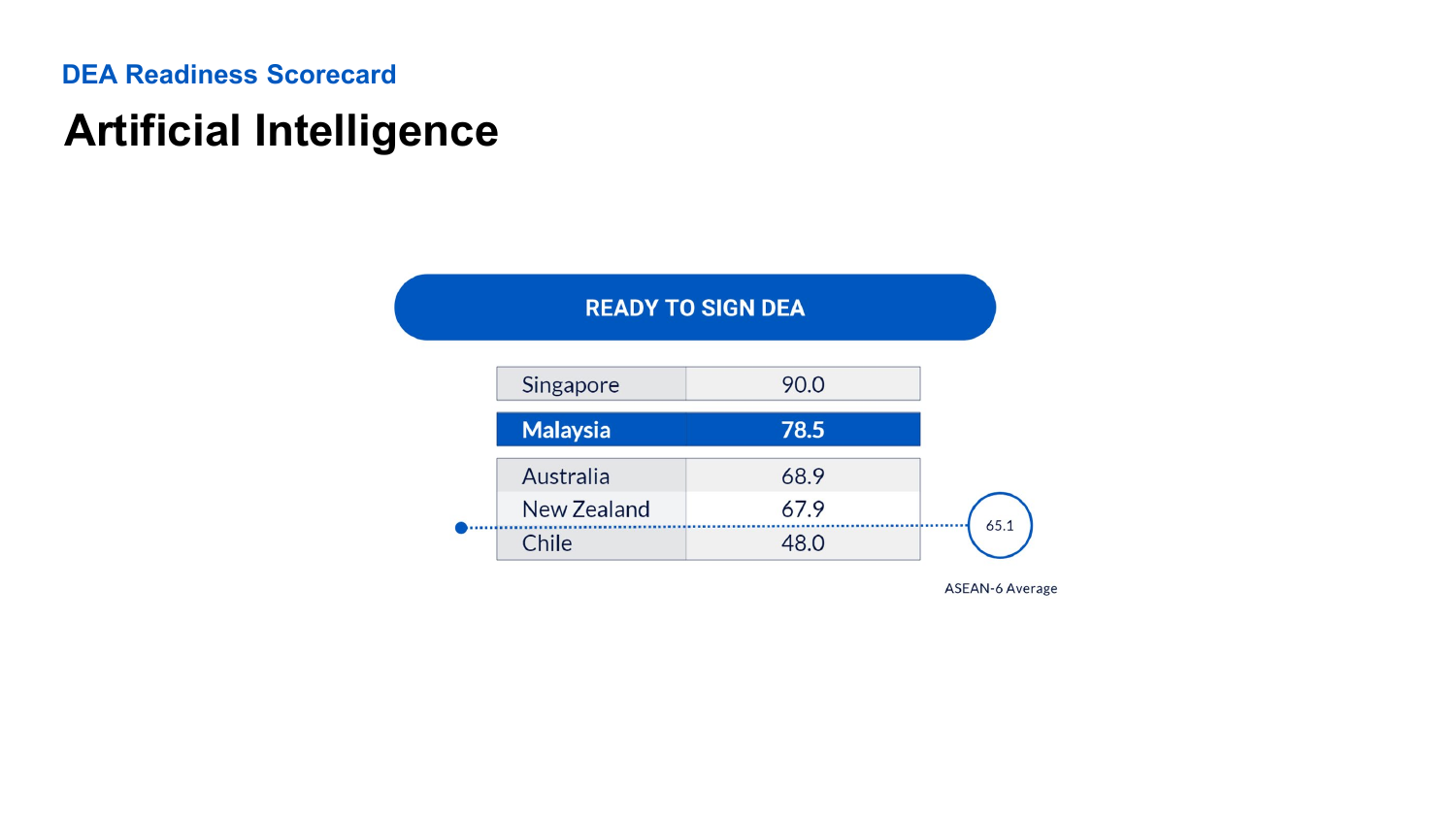DEA Readiness Scorecard

# Artificial Intelligence

**READY TO SIGN DEA**

| Country | Score |
| --- | --- |
| Singapore | 90.0 |
| **Malaysia** | **78.5** |
| Australia | 68.9 |
| New Zealand | 67.9 |
| Chile | 48.0 |

65.1

ASEAN-6 Average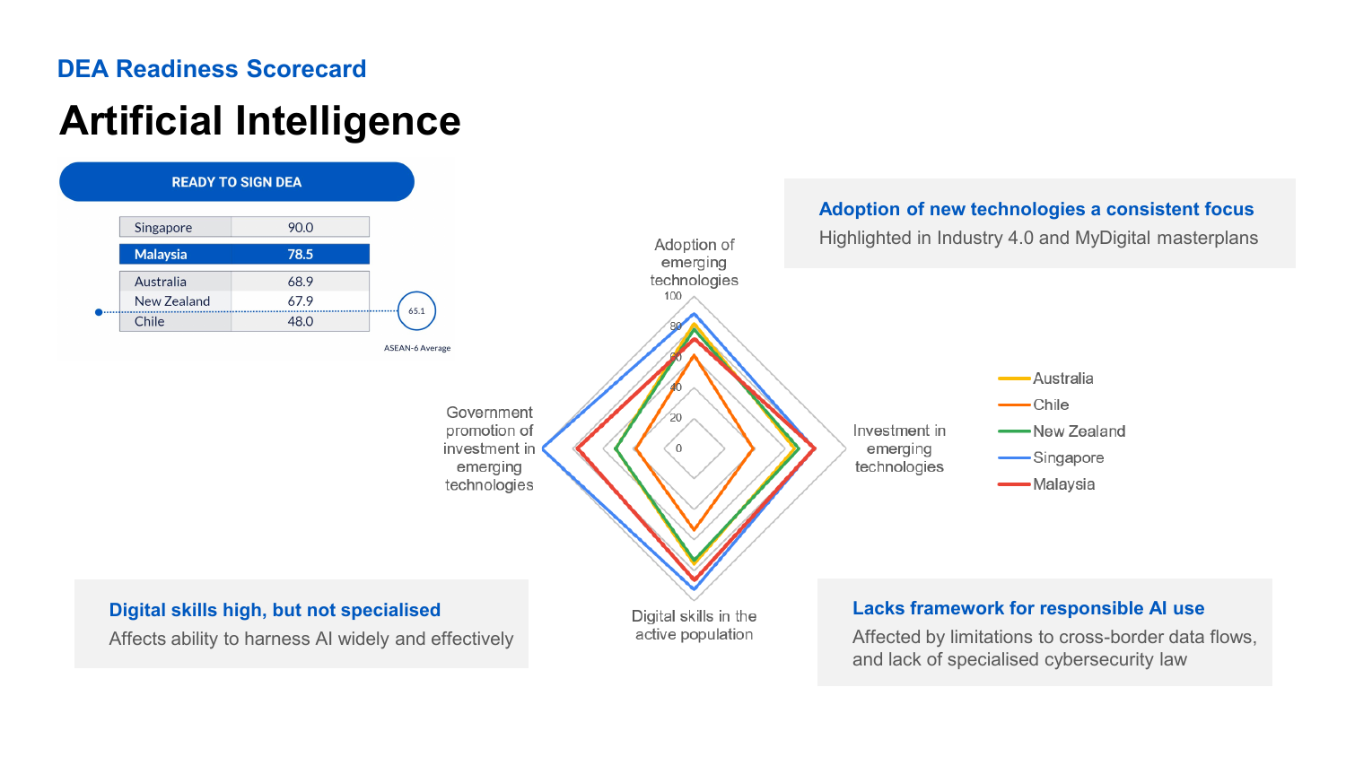## DEA Readiness Scorecard

# Artificial Intelligence

**READY TO SIGN DEA**

| Country | Score |
|---|---|
| Singapore | 90.0 |
| **Malaysia** | **78.5** |
| Australia | 68.9 |
| New Zealand | 67.9 |
| Chile | 48.0 |

ASEAN-6 Average: 65.1

Adoption of emerging technologies

Investment in emerging technologies

Digital skills in the active population

Government promotion of investment in emerging technologies

0, 20, 40, 60, 80, 100

- Australia
- Chile
- New Zealand
- Singapore
- Malaysia

### Adoption of new technologies a consistent focus

Highlighted in Industry 4.0 and MyDigital masterplans

### Digital skills high, but not specialised

Affects ability to harness AI widely and effectively

### Lacks framework for responsible AI use

Affected by limitations to cross-border data flows, and lack of specialised cybersecurity law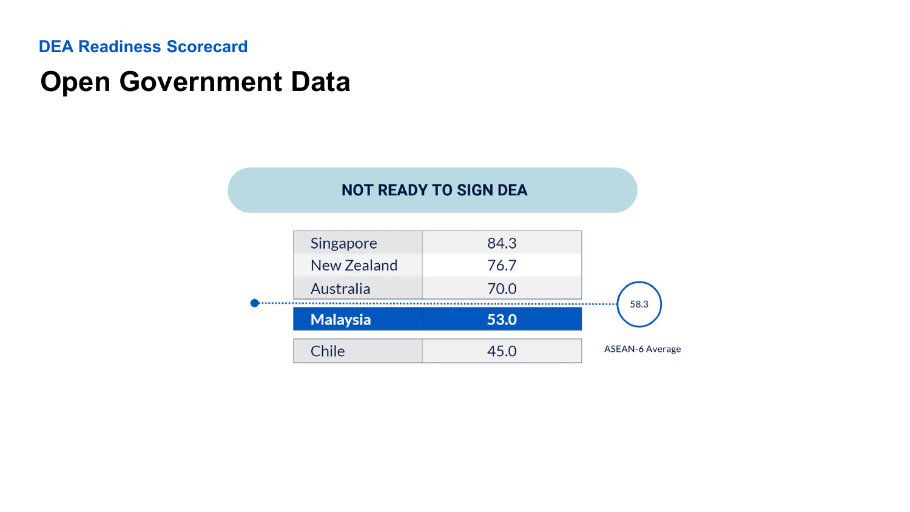DEA Readiness Scorecard

# Open Government Data

**NOT READY TO SIGN DEA**

| Country | Score |
|---|---|
| Singapore | 84.3 |
| New Zealand | 76.7 |
| Australia | 70.0 |
| **Malaysia** | **53.0** |
| Chile | 45.0 |

ASEAN-6 Average: 58.3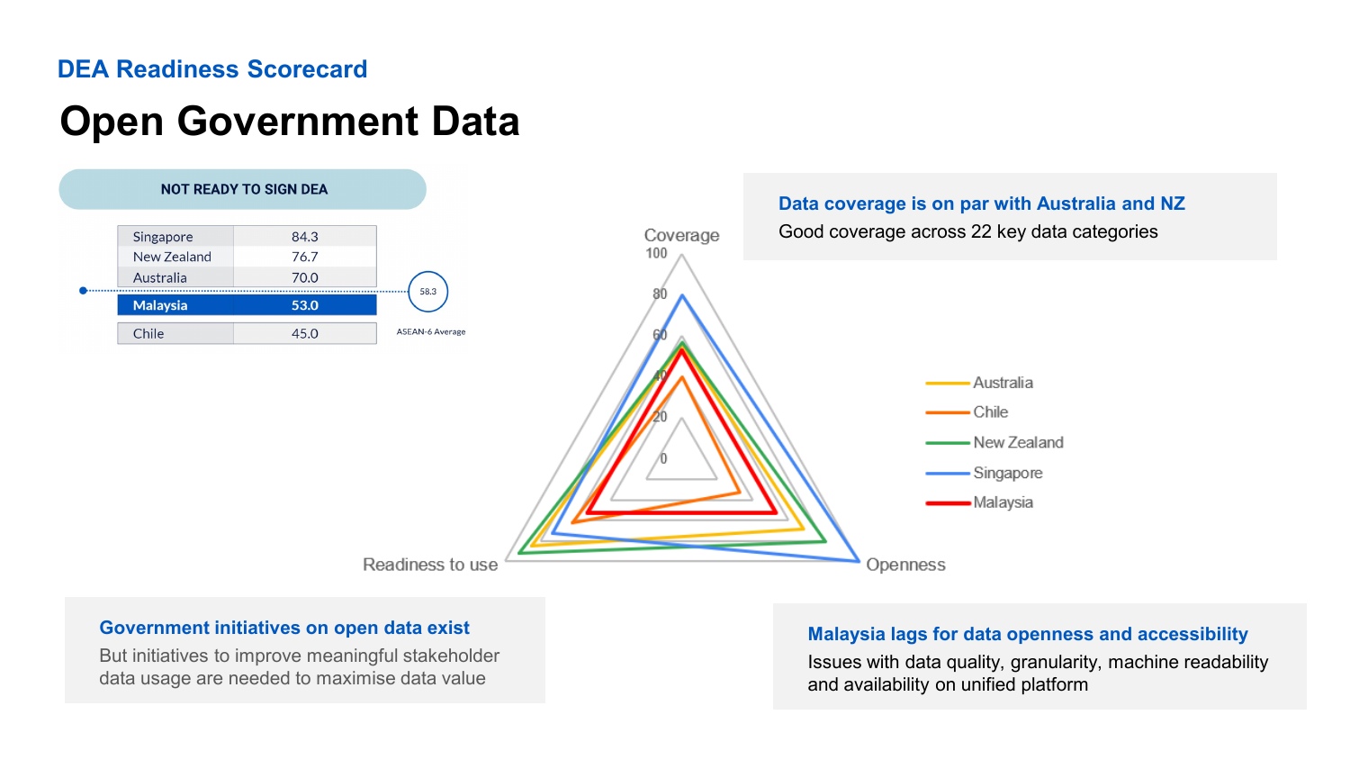DEA Readiness Scorecard

# Open Government Data

**NOT READY TO SIGN DEA**

| Country | Score |
|---|---|
| Singapore | 84.3 |
| New Zealand | 76.7 |
| Australia | 70.0 |
| **Malaysia** | **53.0** |
| Chile | 45.0 |

58.3 ASEAN-6 Average

Coverage 100 80 60 40 20 0

Readiness to use

Openness

Australia
Chile
New Zealand
Singapore
Malaysia

**Data coverage is on par with Australia and NZ**

Good coverage across 22 key data categories

**Government initiatives on open data exist**

But initiatives to improve meaningful stakeholder data usage are needed to maximise data value

**Malaysia lags for data openness and accessibility**

Issues with data quality, granularity, machine readability and availability on unified platform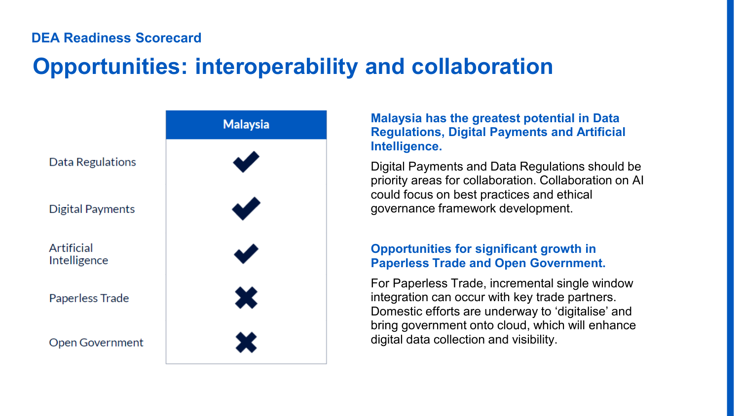DEA Readiness Scorecard

# Opportunities: interoperability and collaboration

| | Malaysia |
|---|---|
| Data Regulations | ✔ |
| Digital Payments | ✔ |
| Artificial Intelligence | ✔ |
| Paperless Trade | ✖ |
| Open Government | ✖ |

**Malaysia has the greatest potential in Data Regulations, Digital Payments and Artificial Intelligence.**

Digital Payments and Data Regulations should be priority areas for collaboration. Collaboration on AI could focus on best practices and ethical governance framework development.

**Opportunities for significant growth in Paperless Trade and Open Government.**

For Paperless Trade, incremental single window integration can occur with key trade partners. Domestic efforts are underway to 'digitalise' and bring government onto cloud, which will enhance digital data collection and visibility.